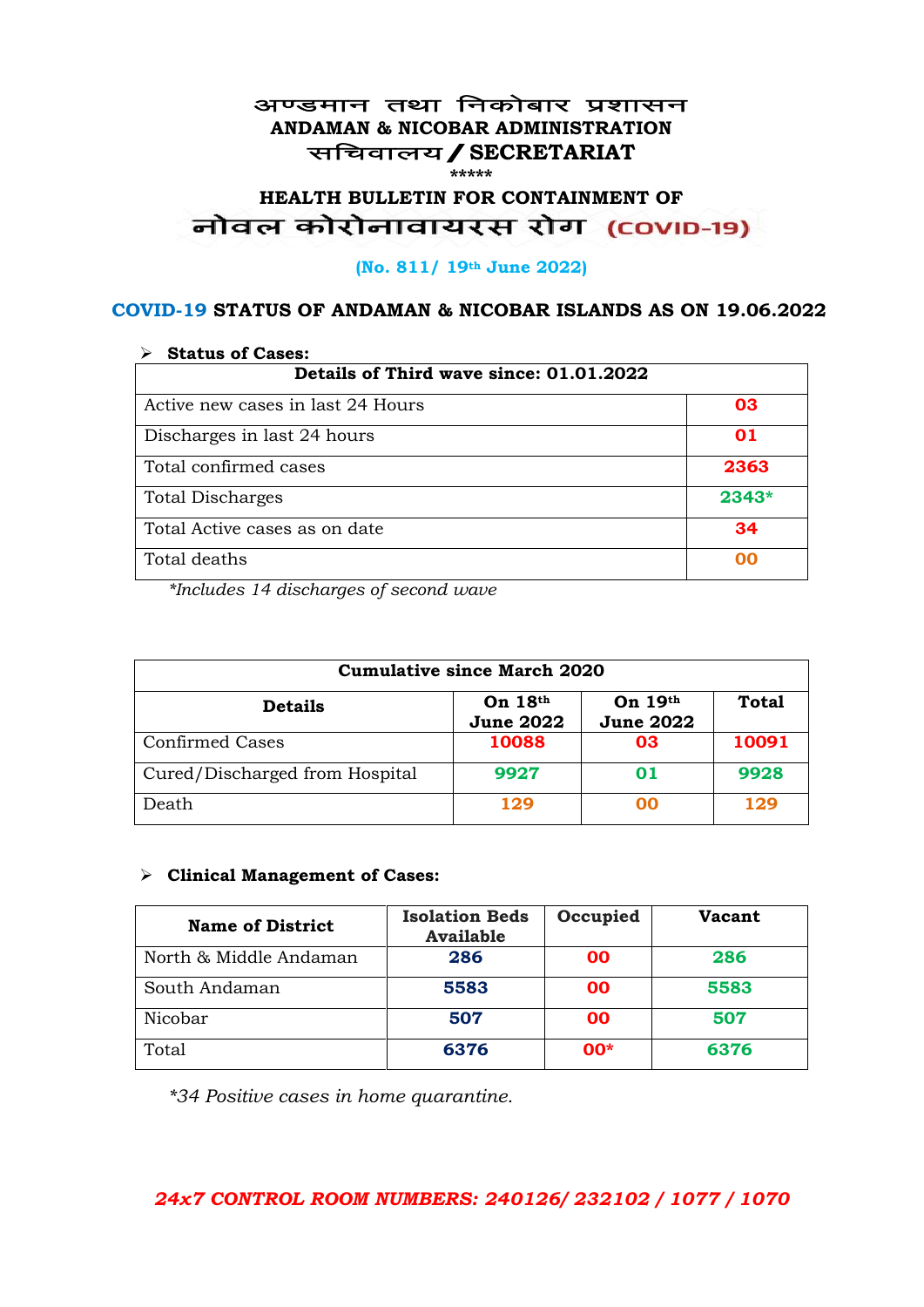# अण्डमान तथा निकोबार प्रशासन
## ANDAMAN & NICOBAR ADMINISTRATION
## सचिवालय / SECRETARIAT

\*\*\*\*\*

### HEALTH BULLETIN FOR CONTAINMENT OF
### नोवल कोरोनावायरस रोग (COVID-19)

**(No. 811/ 19th June 2022)**

### COVID-19 STATUS OF ANDAMAN & NICOBAR ISLANDS AS ON 19.06.2022

- **Status of Cases:**

| Details of Third wave since: 01.01.2022 | |
|---|---|
| Active new cases in last 24 Hours | 03 |
| Discharges in last 24 hours | 01 |
| Total confirmed cases | 2363 |
| Total Discharges | 2343* |
| Total Active cases as on date | 34 |
| Total deaths | 00 |

*\*Includes 14 discharges of second wave*

| Cumulative since March 2020 | | | |
|---|---|---|---|
| **Details** | **On 18th June 2022** | **On 19th June 2022** | **Total** |
| Confirmed Cases | 10088 | 03 | 10091 |
| Cured/Discharged from Hospital | 9927 | 01 | 9928 |
| Death | 129 | 00 | 129 |

- **Clinical Management of Cases:**

| Name of District | Isolation Beds Available | Occupied | Vacant |
|---|---|---|---|
| North & Middle Andaman | 286 | 00 | 286 |
| South Andaman | 5583 | 00 | 5583 |
| Nicobar | 507 | 00 | 507 |
| Total | 6376 | 00* | 6376 |

*\*34 Positive cases in home quarantine.*

***24x7 CONTROL ROOM NUMBERS: 240126/ 232102 / 1077 / 1070***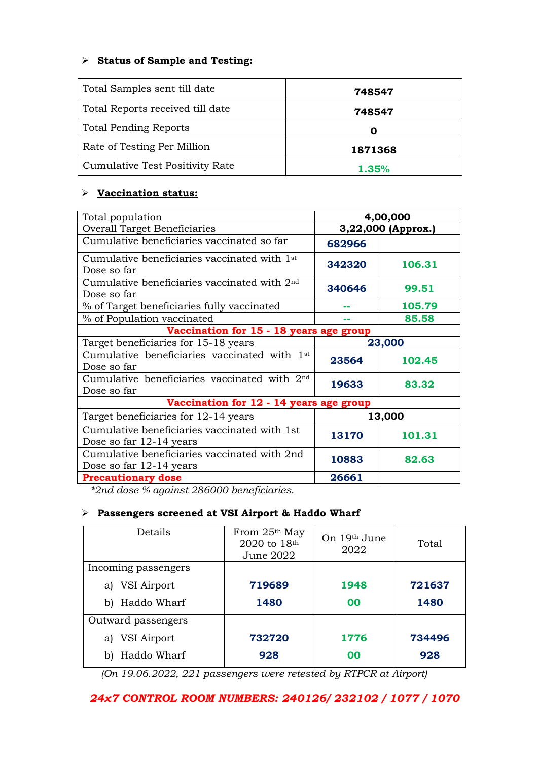- **Status of Sample and Testing:**

| | |
|---|---|
| Total Samples sent till date | **748547** |
| Total Reports received till date | **748547** |
| Total Pending Reports | **0** |
| Rate of Testing Per Million | **1871368** |
| Cumulative Test Positivity Rate | **1.35%** |

- **Vaccination status:**

| | | |
|---|---|---|
| Total population | **4,00,000** | |
| Overall Target Beneficiaries | **3,22,000 (Approx.)** | |
| Cumulative beneficiaries vaccinated so far | **682966** | |
| Cumulative beneficiaries vaccinated with 1st Dose so far | **342320** | **106.31** |
| Cumulative beneficiaries vaccinated with 2nd Dose so far | **340646** | **99.51** |
| % of Target beneficiaries fully vaccinated | -- | **105.79** |
| % of Population vaccinated | -- | **85.58** |
| **Vaccination for 15 - 18 years age group** | | |
| Target beneficiaries for 15-18 years | **23,000** | |
| Cumulative beneficiaries vaccinated with 1st Dose so far | **23564** | **102.45** |
| Cumulative beneficiaries vaccinated with 2nd Dose so far | **19633** | **83.32** |
| **Vaccination for 12 - 14 years age group** | | |
| Target beneficiaries for 12-14 years | **13,000** | |
| Cumulative beneficiaries vaccinated with 1st Dose so far 12-14 years | **13170** | **101.31** |
| Cumulative beneficiaries vaccinated with 2nd Dose so far 12-14 years | **10883** | **82.63** |
| **Precautionary dose** | **26661** | |

*\*2nd dose % against 286000 beneficiaries.*

- **Passengers screened at VSI Airport & Haddo Wharf**

| Details | From 25th May 2020 to 18th June 2022 | On 19th June 2022 | Total |
|---|---|---|---|
| Incoming passengers | | | |
| a) VSI Airport | **719689** | **1948** | **721637** |
| b) Haddo Wharf | **1480** | **00** | **1480** |
| Outward passengers | | | |
| a) VSI Airport | **732720** | **1776** | **734496** |
| b) Haddo Wharf | **928** | **00** | **928** |

*(On 19.06.2022, 221 passengers were retested by RTPCR at Airport)*

***24x7 CONTROL ROOM NUMBERS: 240126/ 232102 / 1077 / 1070***